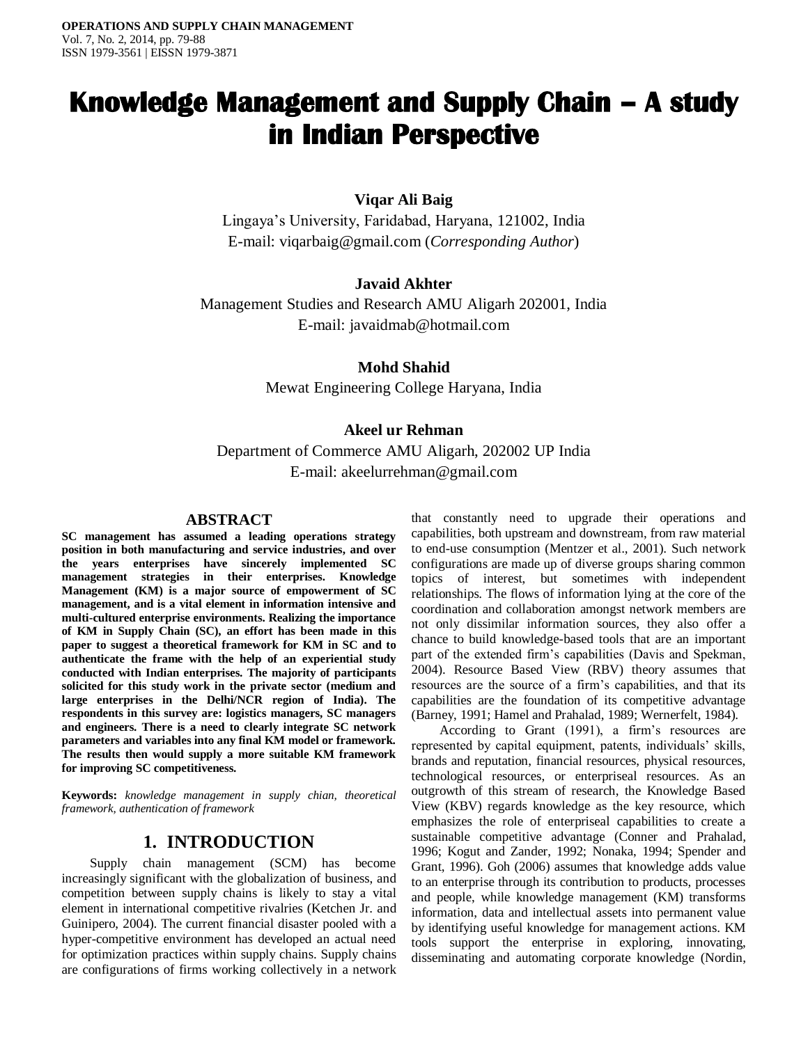# Knowledge Management and Supply Chain – A study in Indian Perspective

**Viqar Ali Baig**
Lingaya's University, Faridabad, Haryana, 121002, India
E-mail: viqarbaig@gmail.com (*Corresponding Author*)

**Javaid Akhter**
Management Studies and Research AMU Aligarh 202001, India
E-mail: javaidmab@hotmail.com

**Mohd Shahid**
Mewat Engineering College Haryana, India

**Akeel ur Rehman**
Department of Commerce AMU Aligarh, 202002 UP India
E-mail: akeelurrehman@gmail.com

## ABSTRACT

**SC management has assumed a leading operations strategy position in both manufacturing and service industries, and over the years enterprises have sincerely implemented SC management strategies in their enterprises. Knowledge Management (KM) is a major source of empowerment of SC management, and is a vital element in information intensive and multi-cultured enterprise environments. Realizing the importance of KM in Supply Chain (SC), an effort has been made in this paper to suggest a theoretical framework for KM in SC and to authenticate the frame with the help of an experiential study conducted with Indian enterprises. The majority of participants solicited for this study work in the private sector (medium and large enterprises in the Delhi/NCR region of India). The respondents in this survey are: logistics managers, SC managers and engineers. There is a need to clearly integrate SC network parameters and variables into any final KM model or framework. The results then would supply a more suitable KM framework for improving SC competitiveness.**

**Keywords:** *knowledge management in supply chian, theoretical framework, authentication of framework*

## 1. INTRODUCTION

Supply chain management (SCM) has become increasingly significant with the globalization of business, and competition between supply chains is likely to stay a vital element in international competitive rivalries (Ketchen Jr. and Guinipero, 2004). The current financial disaster pooled with a hyper-competitive environment has developed an actual need for optimization practices within supply chains. Supply chains are configurations of firms working collectively in a network that constantly need to upgrade their operations and capabilities, both upstream and downstream, from raw material to end-use consumption (Mentzer et al., 2001). Such network configurations are made up of diverse groups sharing common topics of interest, but sometimes with independent relationships. The flows of information lying at the core of the coordination and collaboration amongst network members are not only dissimilar information sources, they also offer a chance to build knowledge-based tools that are an important part of the extended firm's capabilities (Davis and Spekman, 2004). Resource Based View (RBV) theory assumes that resources are the source of a firm's capabilities, and that its capabilities are the foundation of its competitive advantage (Barney, 1991; Hamel and Prahalad, 1989; Wernerfelt, 1984).

According to Grant (1991), a firm's resources are represented by capital equipment, patents, individuals' skills, brands and reputation, financial resources, physical resources, technological resources, or enterpriseal resources. As an outgrowth of this stream of research, the Knowledge Based View (KBV) regards knowledge as the key resource, which emphasizes the role of enterpriseal capabilities to create a sustainable competitive advantage (Conner and Prahalad, 1996; Kogut and Zander, 1992; Nonaka, 1994; Spender and Grant, 1996). Goh (2006) assumes that knowledge adds value to an enterprise through its contribution to products, processes and people, while knowledge management (KM) transforms information, data and intellectual assets into permanent value by identifying useful knowledge for management actions. KM tools support the enterprise in exploring, innovating, disseminating and automating corporate knowledge (Nordin,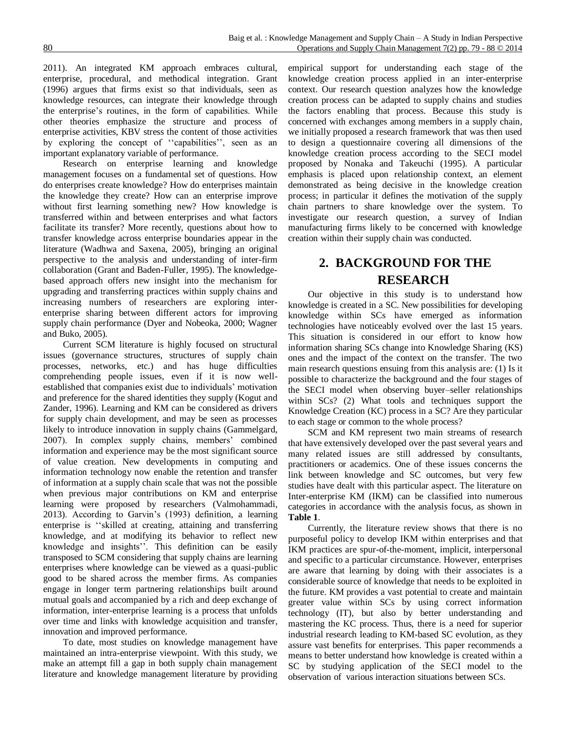2011). An integrated KM approach embraces cultural, enterprise, procedural, and methodical integration. Grant (1996) argues that firms exist so that individuals, seen as knowledge resources, can integrate their knowledge through the enterprise's routines, in the form of capabilities. While other theories emphasize the structure and process of enterprise activities, KBV stress the content of those activities by exploring the concept of ''capabilities'', seen as an important explanatory variable of performance.

Research on enterprise learning and knowledge management focuses on a fundamental set of questions. How do enterprises create knowledge? How do enterprises maintain the knowledge they create? How can an enterprise improve without first learning something new? How knowledge is transferred within and between enterprises and what factors facilitate its transfer? More recently, questions about how to transfer knowledge across enterprise boundaries appear in the literature (Wadhwa and Saxena, 2005), bringing an original perspective to the analysis and understanding of inter-firm collaboration (Grant and Baden-Fuller, 1995). The knowledge-based approach offers new insight into the mechanism for upgrading and transferring practices within supply chains and increasing numbers of researchers are exploring inter-enterprise sharing between different actors for improving supply chain performance (Dyer and Nobeoka, 2000; Wagner and Buko, 2005).

Current SCM literature is highly focused on structural issues (governance structures, structures of supply chain processes, networks, etc.) and has huge difficulties comprehending people issues, even if it is now well-established that companies exist due to individuals' motivation and preference for the shared identities they supply (Kogut and Zander, 1996). Learning and KM can be considered as drivers for supply chain development, and may be seen as processes likely to introduce innovation in supply chains (Gammelgard, 2007). In complex supply chains, members' combined information and experience may be the most significant source of value creation. New developments in computing and information technology now enable the retention and transfer of information at a supply chain scale that was not the possible when previous major contributions on KM and enterprise learning were proposed by researchers (Valmohammadi, 2013). According to Garvin's (1993) definition, a learning enterprise is ''skilled at creating, attaining and transferring knowledge, and at modifying its behavior to reflect new knowledge and insights''. This definition can be easily transposed to SCM considering that supply chains are learning enterprises where knowledge can be viewed as a quasi-public good to be shared across the member firms. As companies engage in longer term partnering relationships built around mutual goals and accompanied by a rich and deep exchange of information, inter-enterprise learning is a process that unfolds over time and links with knowledge acquisition and transfer, innovation and improved performance.

To date, most studies on knowledge management have maintained an intra-enterprise viewpoint. With this study, we make an attempt fill a gap in both supply chain management literature and knowledge management literature by providing empirical support for understanding each stage of the knowledge creation process applied in an inter-enterprise context. Our research question analyzes how the knowledge creation process can be adapted to supply chains and studies the factors enabling that process. Because this study is concerned with exchanges among members in a supply chain, we initially proposed a research framework that was then used to design a questionnaire covering all dimensions of the knowledge creation process according to the SECI model proposed by Nonaka and Takeuchi (1995). A particular emphasis is placed upon relationship context, an element demonstrated as being decisive in the knowledge creation process; in particular it defines the motivation of the supply chain partners to share knowledge over the system. To investigate our research question, a survey of Indian manufacturing firms likely to be concerned with knowledge creation within their supply chain was conducted.

## 2. BACKGROUND FOR THE RESEARCH

Our objective in this study is to understand how knowledge is created in a SC. New possibilities for developing knowledge within SCs have emerged as information technologies have noticeably evolved over the last 15 years. This situation is considered in our effort to know how information sharing SCs change into Knowledge Sharing (KS) ones and the impact of the context on the transfer. The two main research questions ensuing from this analysis are: (1) Is it possible to characterize the background and the four stages of the SECI model when observing buyer–seller relationships within SCs? (2) What tools and techniques support the Knowledge Creation (KC) process in a SC? Are they particular to each stage or common to the whole process?

SCM and KM represent two main streams of research that have extensively developed over the past several years and many related issues are still addressed by consultants, practitioners or academics. One of these issues concerns the link between knowledge and SC outcomes, but very few studies have dealt with this particular aspect. The literature on Inter-enterprise KM (IKM) can be classified into numerous categories in accordance with the analysis focus, as shown in **Table 1**.

Currently, the literature review shows that there is no purposeful policy to develop IKM within enterprises and that IKM practices are spur-of-the-moment, implicit, interpersonal and specific to a particular circumstance. However, enterprises are aware that learning by doing with their associates is a considerable source of knowledge that needs to be exploited in the future. KM provides a vast potential to create and maintain greater value within SCs by using correct information technology (IT), but also by better understanding and mastering the KC process. Thus, there is a need for superior industrial research leading to KM-based SC evolution, as they assure vast benefits for enterprises. This paper recommends a means to better understand how knowledge is created within a SC by studying application of the SECI model to the observation of various interaction situations between SCs.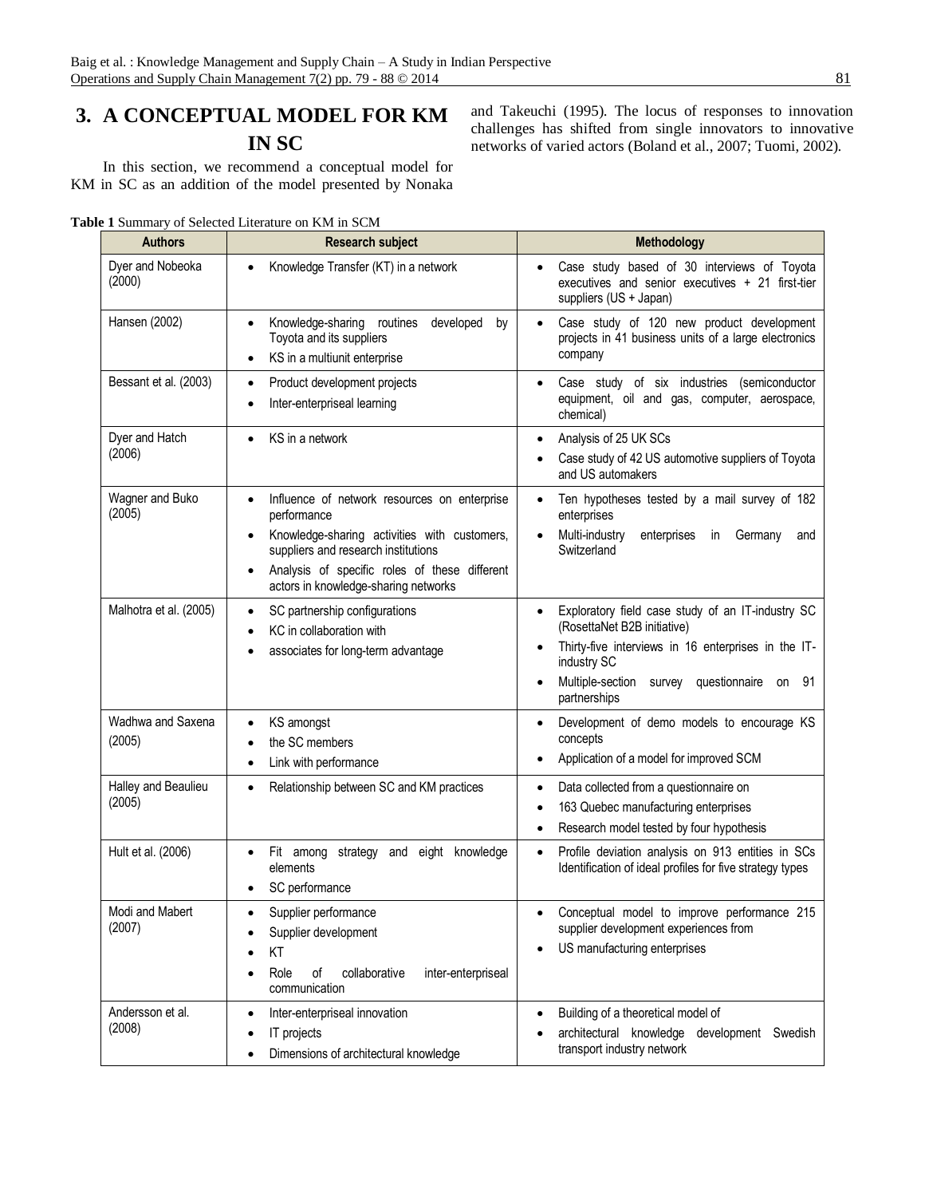# 3. A CONCEPTUAL MODEL FOR KM IN SC

In this section, we recommend a conceptual model for KM in SC as an addition of the model presented by Nonaka and Takeuchi (1995). The locus of responses to innovation challenges has shifted from single innovators to innovative networks of varied actors (Boland et al., 2007; Tuomi, 2002).

**Table 1** Summary of Selected Literature on KM in SCM

| Authors | Research subject | Methodology |
|---|---|---|
| Dyer and Nobeoka (2000) | • Knowledge Transfer (KT) in a network | • Case study based of 30 interviews of Toyota executives and senior executives + 21 first-tier suppliers (US + Japan) |
| Hansen (2002) | • Knowledge-sharing routines developed by Toyota and its suppliers<br>• KS in a multiunit enterprise | • Case study of 120 new product development projects in 41 business units of a large electronics company |
| Bessant et al. (2003) | • Product development projects<br>• Inter-enterpriseal learning | • Case study of six industries (semiconductor equipment, oil and gas, computer, aerospace, chemical) |
| Dyer and Hatch (2006) | • KS in a network | • Analysis of 25 UK SCs<br>• Case study of 42 US automotive suppliers of Toyota and US automakers |
| Wagner and Buko (2005) | • Influence of network resources on enterprise performance<br>• Knowledge-sharing activities with customers, suppliers and research institutions<br>• Analysis of specific roles of these different actors in knowledge-sharing networks | • Ten hypotheses tested by a mail survey of 182 enterprises<br>• Multi-industry enterprises in Germany and Switzerland |
| Malhotra et al. (2005) | • SC partnership configurations<br>• KC in collaboration with<br>• associates for long-term advantage | • Exploratory field case study of an IT-industry SC (RosettaNet B2B initiative)<br>• Thirty-five interviews in 16 enterprises in the IT-industry SC<br>• Multiple-section survey questionnaire on 91 partnerships |
| Wadhwa and Saxena (2005) | • KS amongst<br>• the SC members<br>• Link with performance | • Development of demo models to encourage KS concepts<br>• Application of a model for improved SCM |
| Halley and Beaulieu (2005) | • Relationship between SC and KM practices | • Data collected from a questionnaire on<br>• 163 Quebec manufacturing enterprises<br>• Research model tested by four hypothesis |
| Hult et al. (2006) | • Fit among strategy and eight knowledge elements<br>• SC performance | • Profile deviation analysis on 913 entities in SCs Identification of ideal profiles for five strategy types |
| Modi and Mabert (2007) | • Supplier performance<br>• Supplier development<br>• KT<br>• Role of collaborative inter-enterpriseal communication | • Conceptual model to improve performance 215 supplier development experiences from<br>• US manufacturing enterprises |
| Andersson et al. (2008) | • Inter-enterpriseal innovation<br>• IT projects<br>• Dimensions of architectural knowledge | • Building of a theoretical model of<br>• architectural knowledge development Swedish transport industry network |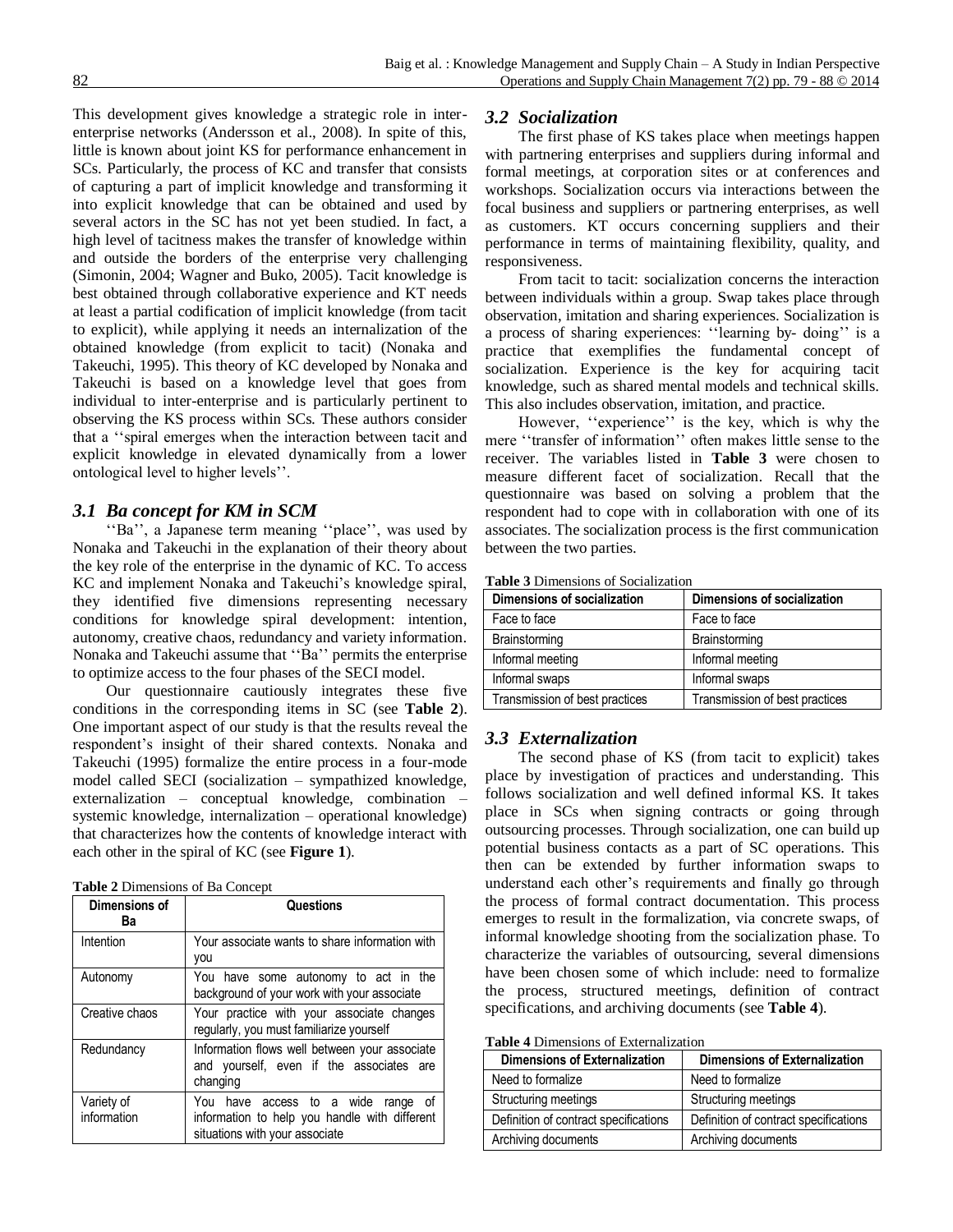This development gives knowledge a strategic role in inter-enterprise networks (Andersson et al., 2008). In spite of this, little is known about joint KS for performance enhancement in SCs. Particularly, the process of KC and transfer that consists of capturing a part of implicit knowledge and transforming it into explicit knowledge that can be obtained and used by several actors in the SC has not yet been studied. In fact, a high level of tacitness makes the transfer of knowledge within and outside the borders of the enterprise very challenging (Simonin, 2004; Wagner and Buko, 2005). Tacit knowledge is best obtained through collaborative experience and KT needs at least a partial codification of implicit knowledge (from tacit to explicit), while applying it needs an internalization of the obtained knowledge (from explicit to tacit) (Nonaka and Takeuchi, 1995). This theory of KC developed by Nonaka and Takeuchi is based on a knowledge level that goes from individual to inter-enterprise and is particularly pertinent to observing the KS process within SCs. These authors consider that a ''spiral emerges when the interaction between tacit and explicit knowledge in elevated dynamically from a lower ontological level to higher levels''.

### *3.1 Ba concept for KM in SCM*

''Ba'', a Japanese term meaning ''place'', was used by Nonaka and Takeuchi in the explanation of their theory about the key role of the enterprise in the dynamic of KC. To access KC and implement Nonaka and Takeuchi's knowledge spiral, they identified five dimensions representing necessary conditions for knowledge spiral development: intention, autonomy, creative chaos, redundancy and variety information. Nonaka and Takeuchi assume that ''Ba'' permits the enterprise to optimize access to the four phases of the SECI model.

Our questionnaire cautiously integrates these five conditions in the corresponding items in SC (see **Table 2**). One important aspect of our study is that the results reveal the respondent's insight of their shared contexts. Nonaka and Takeuchi (1995) formalize the entire process in a four-mode model called SECI (socialization – sympathized knowledge, externalization – conceptual knowledge, combination – systemic knowledge, internalization – operational knowledge) that characterizes how the contents of knowledge interact with each other in the spiral of KC (see **Figure 1**).

**Table 2** Dimensions of Ba Concept

| Dimensions of Ba | Questions |
|---|---|
| Intention | Your associate wants to share information with you |
| Autonomy | You have some autonomy to act in the background of your work with your associate |
| Creative chaos | Your practice with your associate changes regularly, you must familiarize yourself |
| Redundancy | Information flows well between your associate and yourself, even if the associates are changing |
| Variety of information | You have access to a wide range of information to help you handle with different situations with your associate |

### *3.2 Socialization*

The first phase of KS takes place when meetings happen with partnering enterprises and suppliers during informal and formal meetings, at corporation sites or at conferences and workshops. Socialization occurs via interactions between the focal business and suppliers or partnering enterprises, as well as customers. KT occurs concerning suppliers and their performance in terms of maintaining flexibility, quality, and responsiveness.

From tacit to tacit: socialization concerns the interaction between individuals within a group. Swap takes place through observation, imitation and sharing experiences. Socialization is a process of sharing experiences: ''learning by- doing'' is a practice that exemplifies the fundamental concept of socialization. Experience is the key for acquiring tacit knowledge, such as shared mental models and technical skills. This also includes observation, imitation, and practice.

However, ''experience'' is the key, which is why the mere ''transfer of information'' often makes little sense to the receiver. The variables listed in **Table 3** were chosen to measure different facet of socialization. Recall that the questionnaire was based on solving a problem that the respondent had to cope with in collaboration with one of its associates. The socialization process is the first communication between the two parties.

**Table 3** Dimensions of Socialization

| Dimensions of socialization | Dimensions of socialization |
|---|---|
| Face to face | Face to face |
| Brainstorming | Brainstorming |
| Informal meeting | Informal meeting |
| Informal swaps | Informal swaps |
| Transmission of best practices | Transmission of best practices |

### *3.3 Externalization*

The second phase of KS (from tacit to explicit) takes place by investigation of practices and understanding. This follows socialization and well defined informal KS. It takes place in SCs when signing contracts or going through outsourcing processes. Through socialization, one can build up potential business contacts as a part of SC operations. This then can be extended by further information swaps to understand each other's requirements and finally go through the process of formal contract documentation. This process emerges to result in the formalization, via concrete swaps, of informal knowledge shooting from the socialization phase. To characterize the variables of outsourcing, several dimensions have been chosen some of which include: need to formalize the process, structured meetings, definition of contract specifications, and archiving documents (see **Table 4**).

**Table 4** Dimensions of Externalization

| Dimensions of Externalization | Dimensions of Externalization |
|---|---|
| Need to formalize | Need to formalize |
| Structuring meetings | Structuring meetings |
| Definition of contract specifications | Definition of contract specifications |
| Archiving documents | Archiving documents |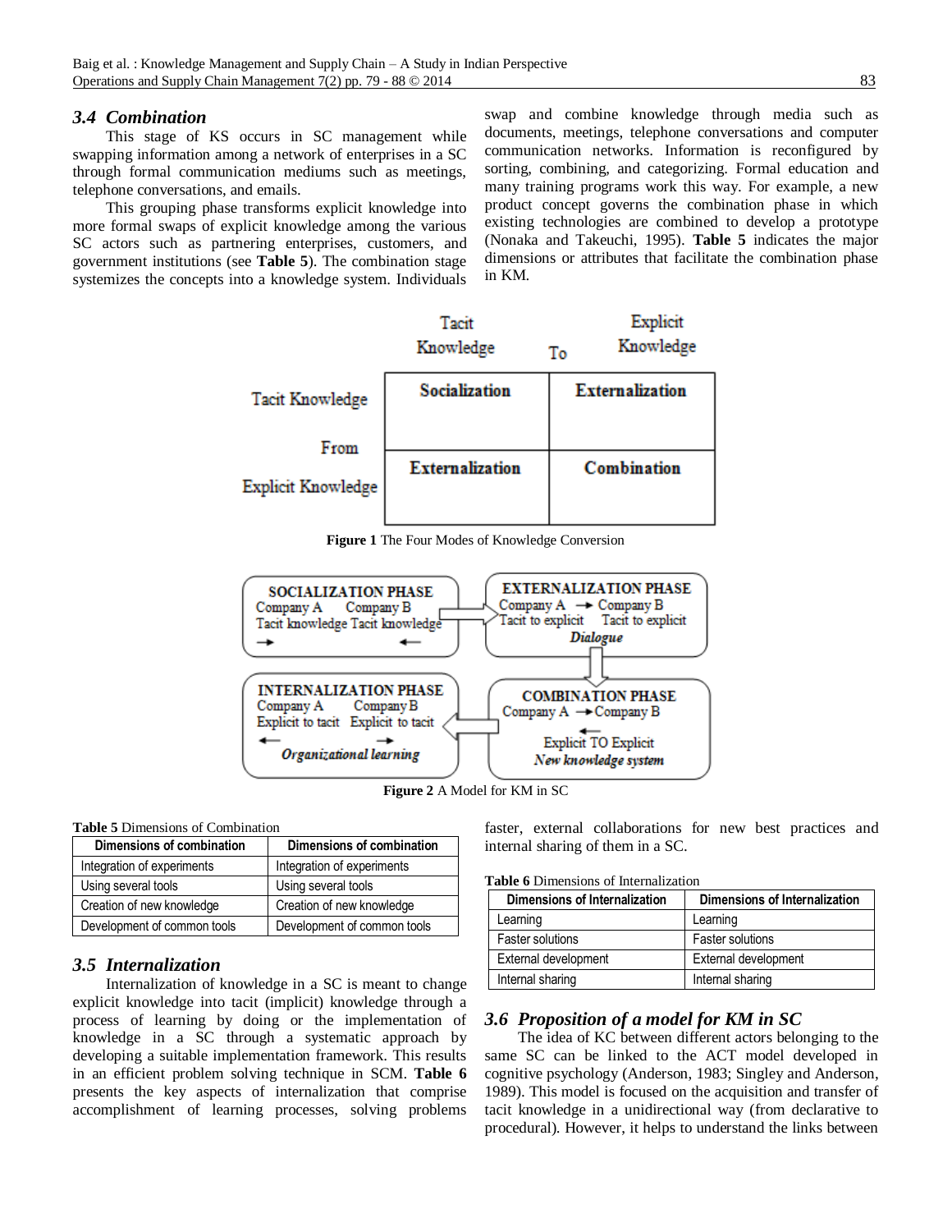### 3.4 Combination

This stage of KS occurs in SC management while swapping information among a network of enterprises in a SC through formal communication mediums such as meetings, telephone conversations, and emails.

This grouping phase transforms explicit knowledge into more formal swaps of explicit knowledge among the various SC actors such as partnering enterprises, customers, and government institutions (see **Table 5**). The combination stage systemizes the concepts into a knowledge system. Individuals swap and combine knowledge through media such as documents, meetings, telephone conversations and computer communication networks. Information is reconfigured by sorting, combining, and categorizing. Formal education and many training programs work this way. For example, a new product concept governs the combination phase in which existing technologies are combined to develop a prototype (Nonaka and Takeuchi, 1995). **Table 5** indicates the major dimensions or attributes that facilitate the combination phase in KM.

| | Tacit Knowledge (To) | Explicit Knowledge (To) |
|---|---|---|
| **Tacit Knowledge (From)** | **Socialization** | **Externalization** |
| **Explicit Knowledge (From)** | **Externalization** | **Combination** |

**Figure 1** The Four Modes of Knowledge Conversion

SOCIALIZATION PHASE
Company A Company B
Tacit knowledge Tacit knowledge
→ ←

EXTERNALIZATION PHASE
Company A → Company B
Tacit to explicit Tacit to explicit
*Dialogue*

COMBINATION PHASE
Company A → Company B
←
Explicit TO Explicit
*New knowledge system*

INTERNALIZATION PHASE
Company A Company B
Explicit to tacit Explicit to tacit
← →
*Organizational learning*

**Figure 2** A Model for KM in SC

**Table 5** Dimensions of Combination

| Dimensions of combination | Dimensions of combination |
|---|---|
| Integration of experiments | Integration of experiments |
| Using several tools | Using several tools |
| Creation of new knowledge | Creation of new knowledge |
| Development of common tools | Development of common tools |

### 3.5 Internalization

Internalization of knowledge in a SC is meant to change explicit knowledge into tacit (implicit) knowledge through a process of learning by doing or the implementation of knowledge in a SC through a systematic approach by developing a suitable implementation framework. This results in an efficient problem solving technique in SCM. **Table 6** presents the key aspects of internalization that comprise accomplishment of learning processes, solving problems faster, external collaborations for new best practices and internal sharing of them in a SC.

**Table 6** Dimensions of Internalization

| Dimensions of Internalization | Dimensions of Internalization |
|---|---|
| Learning | Learning |
| Faster solutions | Faster solutions |
| External development | External development |
| Internal sharing | Internal sharing |

### 3.6 Proposition of a model for KM in SC

The idea of KC between different actors belonging to the same SC can be linked to the ACT model developed in cognitive psychology (Anderson, 1983; Singley and Anderson, 1989). This model is focused on the acquisition and transfer of tacit knowledge in a unidirectional way (from declarative to procedural). However, it helps to understand the links between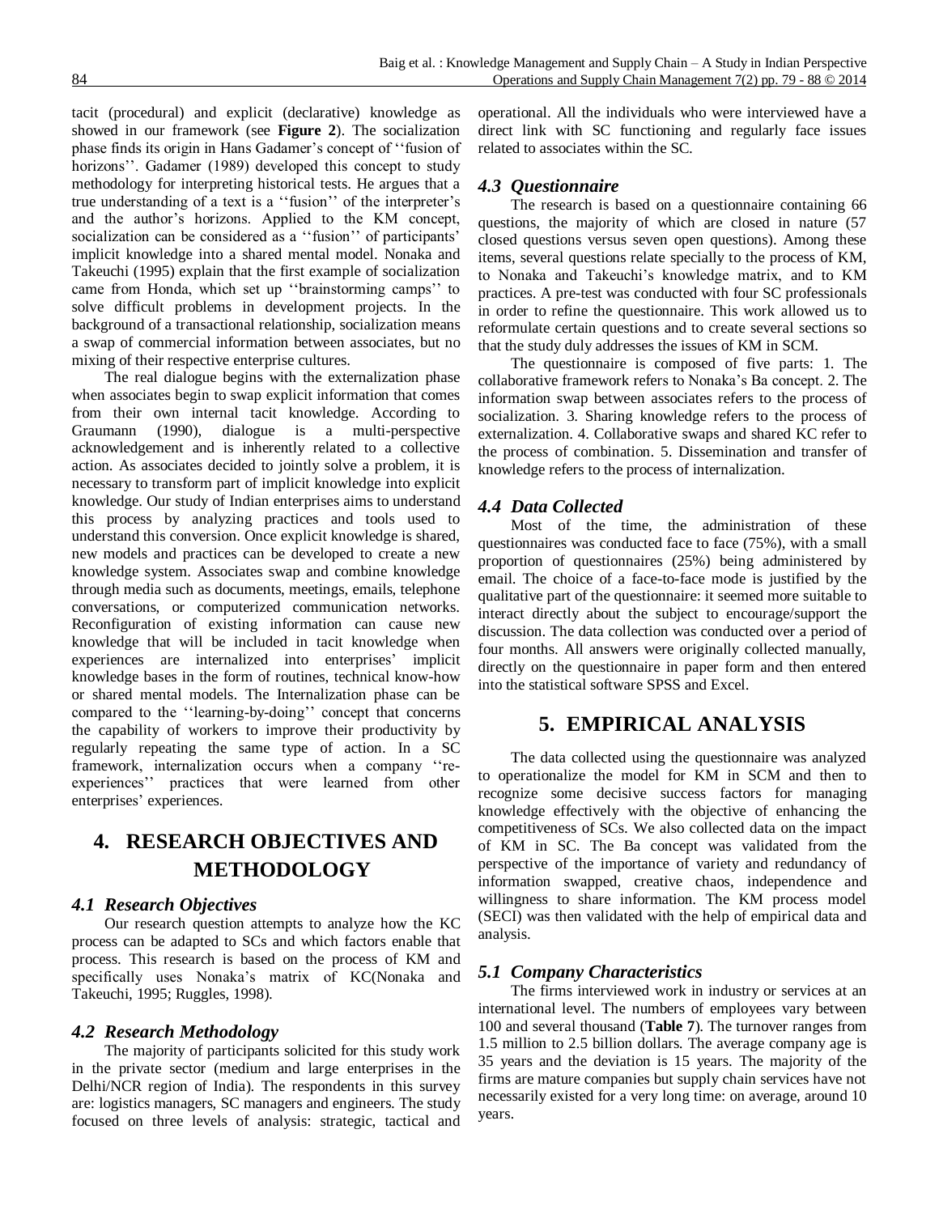tacit (procedural) and explicit (declarative) knowledge as showed in our framework (see **Figure 2**). The socialization phase finds its origin in Hans Gadamer's concept of ''fusion of horizons''. Gadamer (1989) developed this concept to study methodology for interpreting historical tests. He argues that a true understanding of a text is a ''fusion'' of the interpreter's and the author's horizons. Applied to the KM concept, socialization can be considered as a ''fusion'' of participants' implicit knowledge into a shared mental model. Nonaka and Takeuchi (1995) explain that the first example of socialization came from Honda, which set up ''brainstorming camps'' to solve difficult problems in development projects. In the background of a transactional relationship, socialization means a swap of commercial information between associates, but no mixing of their respective enterprise cultures.

The real dialogue begins with the externalization phase when associates begin to swap explicit information that comes from their own internal tacit knowledge. According to Graumann (1990), dialogue is a multi-perspective acknowledgement and is inherently related to a collective action. As associates decided to jointly solve a problem, it is necessary to transform part of implicit knowledge into explicit knowledge. Our study of Indian enterprises aims to understand this process by analyzing practices and tools used to understand this conversion. Once explicit knowledge is shared, new models and practices can be developed to create a new knowledge system. Associates swap and combine knowledge through media such as documents, meetings, emails, telephone conversations, or computerized communication networks. Reconfiguration of existing information can cause new knowledge that will be included in tacit knowledge when experiences are internalized into enterprises' implicit knowledge bases in the form of routines, technical know-how or shared mental models. The Internalization phase can be compared to the ''learning-by-doing'' concept that concerns the capability of workers to improve their productivity by regularly repeating the same type of action. In a SC framework, internalization occurs when a company ''re-experiences'' practices that were learned from other enterprises' experiences.

# 4. RESEARCH OBJECTIVES AND METHODOLOGY

## *4.1 Research Objectives*

Our research question attempts to analyze how the KC process can be adapted to SCs and which factors enable that process. This research is based on the process of KM and specifically uses Nonaka's matrix of KC(Nonaka and Takeuchi, 1995; Ruggles, 1998).

## *4.2 Research Methodology*

The majority of participants solicited for this study work in the private sector (medium and large enterprises in the Delhi/NCR region of India). The respondents in this survey are: logistics managers, SC managers and engineers. The study focused on three levels of analysis: strategic, tactical and operational. All the individuals who were interviewed have a direct link with SC functioning and regularly face issues related to associates within the SC.

## *4.3 Questionnaire*

The research is based on a questionnaire containing 66 questions, the majority of which are closed in nature (57 closed questions versus seven open questions). Among these items, several questions relate specially to the process of KM, to Nonaka and Takeuchi's knowledge matrix, and to KM practices. A pre-test was conducted with four SC professionals in order to refine the questionnaire. This work allowed us to reformulate certain questions and to create several sections so that the study duly addresses the issues of KM in SCM.

The questionnaire is composed of five parts: 1. The collaborative framework refers to Nonaka's Ba concept. 2. The information swap between associates refers to the process of socialization. 3. Sharing knowledge refers to the process of externalization. 4. Collaborative swaps and shared KC refer to the process of combination. 5. Dissemination and transfer of knowledge refers to the process of internalization.

## *4.4 Data Collected*

Most of the time, the administration of these questionnaires was conducted face to face (75%), with a small proportion of questionnaires (25%) being administered by email. The choice of a face-to-face mode is justified by the qualitative part of the questionnaire: it seemed more suitable to interact directly about the subject to encourage/support the discussion. The data collection was conducted over a period of four months. All answers were originally collected manually, directly on the questionnaire in paper form and then entered into the statistical software SPSS and Excel.

# 5. EMPIRICAL ANALYSIS

The data collected using the questionnaire was analyzed to operationalize the model for KM in SCM and then to recognize some decisive success factors for managing knowledge effectively with the objective of enhancing the competitiveness of SCs. We also collected data on the impact of KM in SC. The Ba concept was validated from the perspective of the importance of variety and redundancy of information swapped, creative chaos, independence and willingness to share information. The KM process model (SECI) was then validated with the help of empirical data and analysis.

## *5.1 Company Characteristics*

The firms interviewed work in industry or services at an international level. The numbers of employees vary between 100 and several thousand (**Table 7**). The turnover ranges from 1.5 million to 2.5 billion dollars. The average company age is 35 years and the deviation is 15 years. The majority of the firms are mature companies but supply chain services have not necessarily existed for a very long time: on average, around 10 years.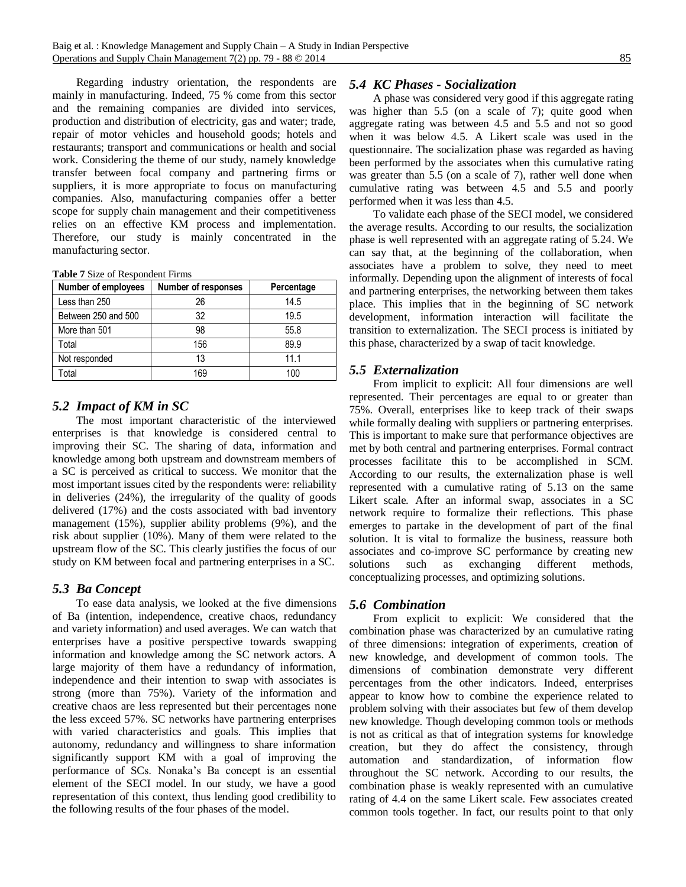Regarding industry orientation, the respondents are mainly in manufacturing. Indeed, 75 % come from this sector and the remaining companies are divided into services, production and distribution of electricity, gas and water; trade, repair of motor vehicles and household goods; hotels and restaurants; transport and communications or health and social work. Considering the theme of our study, namely knowledge transfer between focal company and partnering firms or suppliers, it is more appropriate to focus on manufacturing companies. Also, manufacturing companies offer a better scope for supply chain management and their competitiveness relies on an effective KM process and implementation. Therefore, our study is mainly concentrated in the manufacturing sector.

**Table 7** Size of Respondent Firms

| Number of employees | Number of responses | Percentage |
|---|---|---|
| Less than 250 | 26 | 14.5 |
| Between 250 and 500 | 32 | 19.5 |
| More than 501 | 98 | 55.8 |
| Total | 156 | 89.9 |
| Not responded | 13 | 11.1 |
| Total | 169 | 100 |

## *5.2 Impact of KM in SC*

The most important characteristic of the interviewed enterprises is that knowledge is considered central to improving their SC. The sharing of data, information and knowledge among both upstream and downstream members of a SC is perceived as critical to success. We monitor that the most important issues cited by the respondents were: reliability in deliveries (24%), the irregularity of the quality of goods delivered (17%) and the costs associated with bad inventory management (15%), supplier ability problems (9%), and the risk about supplier (10%). Many of them were related to the upstream flow of the SC. This clearly justifies the focus of our study on KM between focal and partnering enterprises in a SC.

## *5.3 Ba Concept*

To ease data analysis, we looked at the five dimensions of Ba (intention, independence, creative chaos, redundancy and variety information) and used averages. We can watch that enterprises have a positive perspective towards swapping information and knowledge among the SC network actors. A large majority of them have a redundancy of information, independence and their intention to swap with associates is strong (more than 75%). Variety of the information and creative chaos are less represented but their percentages none the less exceed 57%. SC networks have partnering enterprises with varied characteristics and goals. This implies that autonomy, redundancy and willingness to share information significantly support KM with a goal of improving the performance of SCs. Nonaka's Ba concept is an essential element of the SECI model. In our study, we have a good representation of this context, thus lending good credibility to the following results of the four phases of the model.

## *5.4 KC Phases - Socialization*

A phase was considered very good if this aggregate rating was higher than 5.5 (on a scale of 7); quite good when aggregate rating was between 4.5 and 5.5 and not so good when it was below 4.5. A Likert scale was used in the questionnaire. The socialization phase was regarded as having been performed by the associates when this cumulative rating was greater than 5.5 (on a scale of 7), rather well done when cumulative rating was between 4.5 and 5.5 and poorly performed when it was less than 4.5.

To validate each phase of the SECI model, we considered the average results. According to our results, the socialization phase is well represented with an aggregate rating of 5.24. We can say that, at the beginning of the collaboration, when associates have a problem to solve, they need to meet informally. Depending upon the alignment of interests of focal and partnering enterprises, the networking between them takes place. This implies that in the beginning of SC network development, information interaction will facilitate the transition to externalization. The SECI process is initiated by this phase, characterized by a swap of tacit knowledge.

## *5.5 Externalization*

From implicit to explicit: All four dimensions are well represented. Their percentages are equal to or greater than 75%. Overall, enterprises like to keep track of their swaps while formally dealing with suppliers or partnering enterprises. This is important to make sure that performance objectives are met by both central and partnering enterprises. Formal contract processes facilitate this to be accomplished in SCM. According to our results, the externalization phase is well represented with a cumulative rating of 5.13 on the same Likert scale. After an informal swap, associates in a SC network require to formalize their reflections. This phase emerges to partake in the development of part of the final solution. It is vital to formalize the business, reassure both associates and co-improve SC performance by creating new solutions such as exchanging different methods, conceptualizing processes, and optimizing solutions.

## *5.6 Combination*

From explicit to explicit: We considered that the combination phase was characterized by an cumulative rating of three dimensions: integration of experiments, creation of new knowledge, and development of common tools. The dimensions of combination demonstrate very different percentages from the other indicators. Indeed, enterprises appear to know how to combine the experience related to problem solving with their associates but few of them develop new knowledge. Though developing common tools or methods is not as critical as that of integration systems for knowledge creation, but they do affect the consistency, through automation and standardization, of information flow throughout the SC network. According to our results, the combination phase is weakly represented with an cumulative rating of 4.4 on the same Likert scale. Few associates created common tools together. In fact, our results point to that only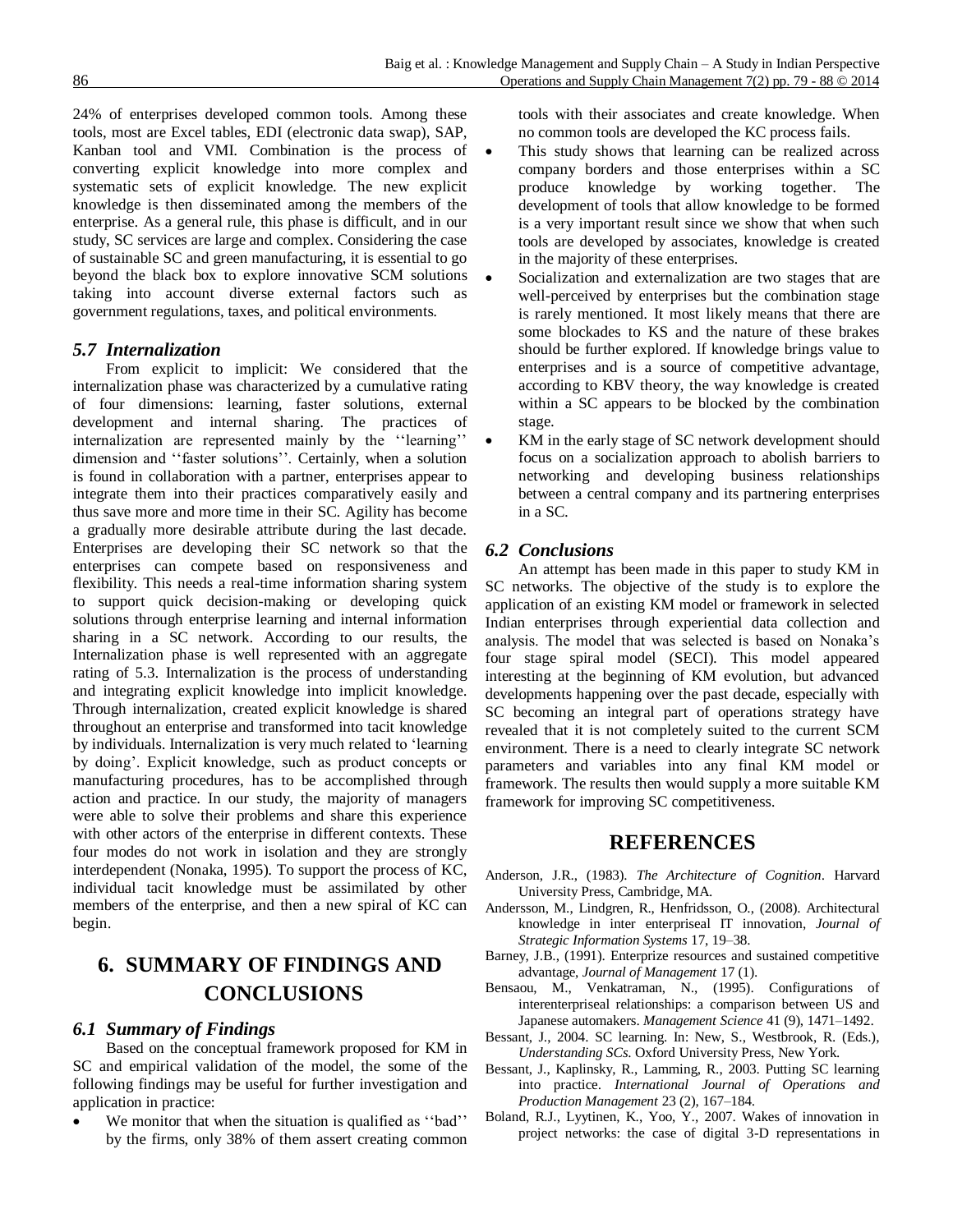24% of enterprises developed common tools. Among these tools, most are Excel tables, EDI (electronic data swap), SAP, Kanban tool and VMI. Combination is the process of converting explicit knowledge into more complex and systematic sets of explicit knowledge. The new explicit knowledge is then disseminated among the members of the enterprise. As a general rule, this phase is difficult, and in our study, SC services are large and complex. Considering the case of sustainable SC and green manufacturing, it is essential to go beyond the black box to explore innovative SCM solutions taking into account diverse external factors such as government regulations, taxes, and political environments.

### *5.7 Internalization*

From explicit to implicit: We considered that the internalization phase was characterized by a cumulative rating of four dimensions: learning, faster solutions, external development and internal sharing. The practices of internalization are represented mainly by the ''learning'' dimension and ''faster solutions''. Certainly, when a solution is found in collaboration with a partner, enterprises appear to integrate them into their practices comparatively easily and thus save more and more time in their SC. Agility has become a gradually more desirable attribute during the last decade. Enterprises are developing their SC network so that the enterprises can compete based on responsiveness and flexibility. This needs a real-time information sharing system to support quick decision-making or developing quick solutions through enterprise learning and internal information sharing in a SC network. According to our results, the Internalization phase is well represented with an aggregate rating of 5.3. Internalization is the process of understanding and integrating explicit knowledge into implicit knowledge. Through internalization, created explicit knowledge is shared throughout an enterprise and transformed into tacit knowledge by individuals. Internalization is very much related to 'learning by doing'. Explicit knowledge, such as product concepts or manufacturing procedures, has to be accomplished through action and practice. In our study, the majority of managers were able to solve their problems and share this experience with other actors of the enterprise in different contexts. These four modes do not work in isolation and they are strongly interdependent (Nonaka, 1995). To support the process of KC, individual tacit knowledge must be assimilated by other members of the enterprise, and then a new spiral of KC can begin.

## 6. SUMMARY OF FINDINGS AND CONCLUSIONS

### *6.1 Summary of Findings*

Based on the conceptual framework proposed for KM in SC and empirical validation of the model, the some of the following findings may be useful for further investigation and application in practice:

- We monitor that when the situation is qualified as ''bad'' by the firms, only 38% of them assert creating common tools with their associates and create knowledge. When no common tools are developed the KC process fails.
- This study shows that learning can be realized across company borders and those enterprises within a SC produce knowledge by working together. The development of tools that allow knowledge to be formed is a very important result since we show that when such tools are developed by associates, knowledge is created in the majority of these enterprises.
- Socialization and externalization are two stages that are well-perceived by enterprises but the combination stage is rarely mentioned. It most likely means that there are some blockades to KS and the nature of these brakes should be further explored. If knowledge brings value to enterprises and is a source of competitive advantage, according to KBV theory, the way knowledge is created within a SC appears to be blocked by the combination stage.
- KM in the early stage of SC network development should focus on a socialization approach to abolish barriers to networking and developing business relationships between a central company and its partnering enterprises in a SC.

### *6.2 Conclusions*

An attempt has been made in this paper to study KM in SC networks. The objective of the study is to explore the application of an existing KM model or framework in selected Indian enterprises through experiential data collection and analysis. The model that was selected is based on Nonaka's four stage spiral model (SECI). This model appeared interesting at the beginning of KM evolution, but advanced developments happening over the past decade, especially with SC becoming an integral part of operations strategy have revealed that it is not completely suited to the current SCM environment. There is a need to clearly integrate SC network parameters and variables into any final KM model or framework. The results then would supply a more suitable KM framework for improving SC competitiveness.

## REFERENCES

Anderson, J.R., (1983). *The Architecture of Cognition*. Harvard University Press, Cambridge, MA.

Andersson, M., Lindgren, R., Henfridsson, O., (2008). Architectural knowledge in inter enterpriseal IT innovation, *Journal of Strategic Information Systems* 17, 19–38.

Barney, J.B., (1991). Enterprize resources and sustained competitive advantage, *Journal of Management* 17 (1).

Bensaou, M., Venkatraman, N., (1995). Configurations of interenterpriseal relationships: a comparison between US and Japanese automakers. *Management Science* 41 (9), 1471–1492.

Bessant, J., 2004. SC learning. In: New, S., Westbrook, R. (Eds.), *Understanding SCs*. Oxford University Press, New York.

Bessant, J., Kaplinsky, R., Lamming, R., 2003. Putting SC learning into practice. *International Journal of Operations and Production Management* 23 (2), 167–184.

Boland, R.J., Lyytinen, K., Yoo, Y., 2007. Wakes of innovation in project networks: the case of digital 3-D representations in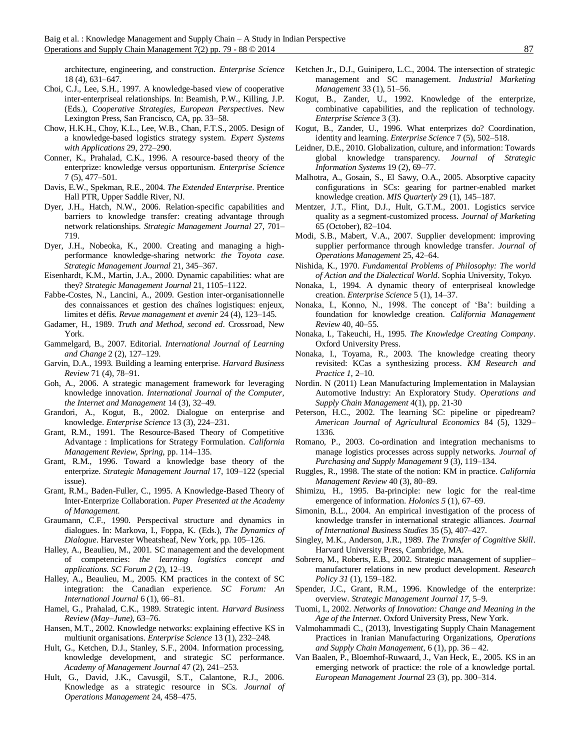architecture, engineering, and construction. *Enterprise Science* 18 (4), 631–647.

Choi, C.J., Lee, S.H., 1997. A knowledge-based view of cooperative inter-enterpriseal relationships. In: Beamish, P.W., Killing, J.P. (Eds.), *Cooperative Strategies, European Perspectives*. New Lexington Press, San Francisco, CA, pp. 33–58.

Chow, H.K.H., Choy, K.L., Lee, W.B., Chan, F.T.S., 2005. Design of a knowledge-based logistics strategy system. *Expert Systems with Applications* 29, 272–290.

Conner, K., Prahalad, C.K., 1996. A resource-based theory of the enterprize: knowledge versus opportunism. *Enterprise Science* 7 (5), 477–501.

Davis, E.W., Spekman, R.E., 2004. *The Extended Enterprise*. Prentice Hall PTR, Upper Saddle River, NJ.

Dyer, J.H., Hatch, N.W., 2006. Relation-specific capabilities and barriers to knowledge transfer: creating advantage through network relationships. *Strategic Management Journal* 27, 701–719.

Dyer, J.H., Nobeoka, K., 2000. Creating and managing a high-performance knowledge-sharing network: *the Toyota case. Strategic Management Journal* 21, 345–367.

Eisenhardt, K.M., Martin, J.A., 2000. Dynamic capabilities: what are they? *Strategic Management Journal* 21, 1105–1122.

Fabbe-Costes, N., Lancini, A., 2009. Gestion inter-organisationnelle des connaissances et gestion des chaînes logistiques: enjeux, limites et défis. *Revue management et avenir* 24 (4), 123–145.

Gadamer, H., 1989. *Truth and Method, second ed*. Crossroad, New York.

Gammelgard, B., 2007. Editorial. *International Journal of Learning and Change* 2 (2), 127–129.

Garvin, D.A., 1993. Building a learning enterprise. *Harvard Business Review* 71 (4), 78–91.

Goh, A., 2006. A strategic management framework for leveraging knowledge innovation. *International Journal of the Computer, the Internet and Management* 14 (3), 32–49.

Grandori, A., Kogut, B., 2002. Dialogue on enterprise and knowledge. *Enterprise Science* 13 (3), 224–231.

Grant, R.M., 1991. The Resource-Based Theory of Competitive Advantage : Implications for Strategy Formulation. *California Management Review, Spring*, pp. 114–135.

Grant, R.M., 1996. Toward a knowledge base theory of the enterprize. *Strategic Management Journal* 17, 109–122 (special issue).

Grant, R.M., Baden-Fuller, C., 1995. A Knowledge-Based Theory of Inter-Enterprize Collaboration. *Paper Presented at the Academy of Management.*

Graumann, C.F., 1990. Perspectival structure and dynamics in dialogues. In: Markova, I., Foppa, K. (Eds.), *The Dynamics of Dialogue*. Harvester Wheatsheaf, New York, pp. 105–126.

Halley, A., Beaulieu, M., 2001. SC management and the development of competencies: *the learning logistics concept and applications. SC Forum 2* (2), 12–19.

Halley, A., Beaulieu, M., 2005. KM practices in the context of SC integration: the Canadian experience. *SC Forum: An International Journal* 6 (1), 66–81.

Hamel, G., Prahalad, C.K., 1989. Strategic intent. *Harvard Business Review (May–June)*, 63–76.

Hansen, M.T., 2002. Knowledge networks: explaining effective KS in multiunit organisations. *Enterprise Science* 13 (1), 232–248.

Hult, G., Ketchen, D.J., Stanley, S.F., 2004. Information processing, knowledge development, and strategic SC performance. *Academy of Management Journal* 47 (2), 241–253.

Hult, G., David, J.K., Cavusgil, S.T., Calantone, R.J., 2006. Knowledge as a strategic resource in SCs. *Journal of Operations Management* 24, 458–475.

Ketchen Jr., D.J., Guinipero, L.C., 2004. The intersection of strategic management and SC management. *Industrial Marketing Management* 33 (1), 51–56.

Kogut, B., Zander, U., 1992. Knowledge of the enterprize, combinative capabilities, and the replication of technology. *Enterprise Science* 3 (3).

Kogut, B., Zander, U., 1996. What enterprizes do? Coordination, identity and learning. *Enterprise Science* 7 (5), 502–518.

Leidner, D.E., 2010. Globalization, culture, and information: Towards global knowledge transparency. *Journal of Strategic Information Systems* 19 (2), 69–77.

Malhotra, A., Gosain, S., El Sawy, O.A., 2005. Absorptive capacity configurations in SCs: gearing for partner-enabled market knowledge creation. *MIS Quarterly* 29 (1), 145–187.

Mentzer, J.T., Flint, D.J., Hult, G.T.M., 2001. Logistics service quality as a segment-customized process. *Journal of Marketing* 65 (October), 82–104.

Modi, S.B., Mabert, V.A., 2007. Supplier development: improving supplier performance through knowledge transfer. *Journal of Operations Management* 25, 42–64.

Nishida, K., 1970. *Fundamental Problems of Philosophy: The world of Action and the Dialectical World*. Sophia University, Tokyo.

Nonaka, I., 1994. A dynamic theory of enterpriseal knowledge creation. *Enterprise Science* 5 (1), 14–37.

Nonaka, I., Konno, N., 1998. The concept of 'Ba': building a foundation for knowledge creation. *California Management Review* 40, 40–55.

Nonaka, I., Takeuchi, H., 1995. *The Knowledge Creating Company*. Oxford University Press.

Nonaka, I., Toyama, R., 2003. The knowledge creating theory revisited: KCas a synthesizing process. *KM Research and Practice 1*, 2–10.

Nordin. N (2011) Lean Manufacturing Implementation in Malaysian Automotive Industry: An Exploratory Study. *Operations and Supply Chain Management* 4(1), pp. 21-30

Peterson, H.C., 2002. The learning SC: pipeline or pipedream? *American Journal of Agricultural Economics* 84 (5), 1329–1336.

Romano, P., 2003. Co-ordination and integration mechanisms to manage logistics processes across supply networks. *Journal of Purchasing and Supply Management* 9 (3), 119–134.

Ruggles, R., 1998. The state of the notion: KM in practice. *California Management Review* 40 (3), 80–89.

Shimizu, H., 1995. Ba-principle: new logic for the real-time emergence of information. *Holonics 5* (1), 67–69.

Simonin, B.L., 2004. An empirical investigation of the process of knowledge transfer in international strategic alliances. *Journal of International Business Studies* 35 (5), 407–427.

Singley, M.K., Anderson, J.R., 1989. *The Transfer of Cognitive Skill*. Harvard University Press, Cambridge, MA.

Sobrero, M., Roberts, E.B., 2002. Strategic management of supplier–manufacturer relations in new product development. *Research Policy 31* (1), 159–182.

Spender, J.C., Grant, R.M., 1996. Knowledge of the enterprize: overview. *Strategic Management Journal 17*, 5–9.

Tuomi, I., 2002. *Networks of Innovation: Change and Meaning in the Age of the Internet*. Oxford University Press, New York.

Valmohammadi C., (2013), Investigating Supply Chain Management Practices in Iranian Manufacturing Organizations, *Operations and Supply Chain Management*, 6 (1), pp. 36 – 42.

Van Baalen, P., Bloemhof-Ruwaard, J., Van Heck, E., 2005. KS in an emerging network of practice: the role of a knowledge portal. *European Management Journal* 23 (3), pp. 300–314.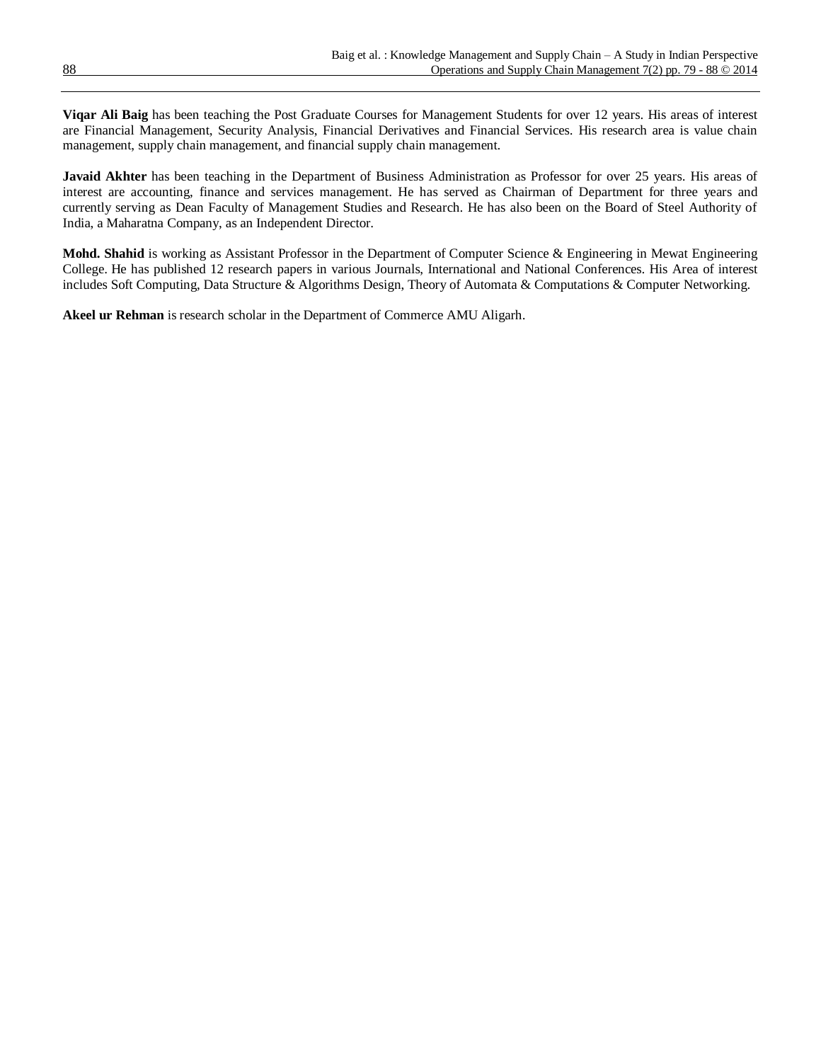**Viqar Ali Baig** has been teaching the Post Graduate Courses for Management Students for over 12 years. His areas of interest are Financial Management, Security Analysis, Financial Derivatives and Financial Services. His research area is value chain management, supply chain management, and financial supply chain management.

**Javaid Akhter** has been teaching in the Department of Business Administration as Professor for over 25 years. His areas of interest are accounting, finance and services management. He has served as Chairman of Department for three years and currently serving as Dean Faculty of Management Studies and Research. He has also been on the Board of Steel Authority of India, a Maharatna Company, as an Independent Director.

**Mohd. Shahid** is working as Assistant Professor in the Department of Computer Science & Engineering in Mewat Engineering College. He has published 12 research papers in various Journals, International and National Conferences. His Area of interest includes Soft Computing, Data Structure & Algorithms Design, Theory of Automata & Computations & Computer Networking.

**Akeel ur Rehman** is research scholar in the Department of Commerce AMU Aligarh.